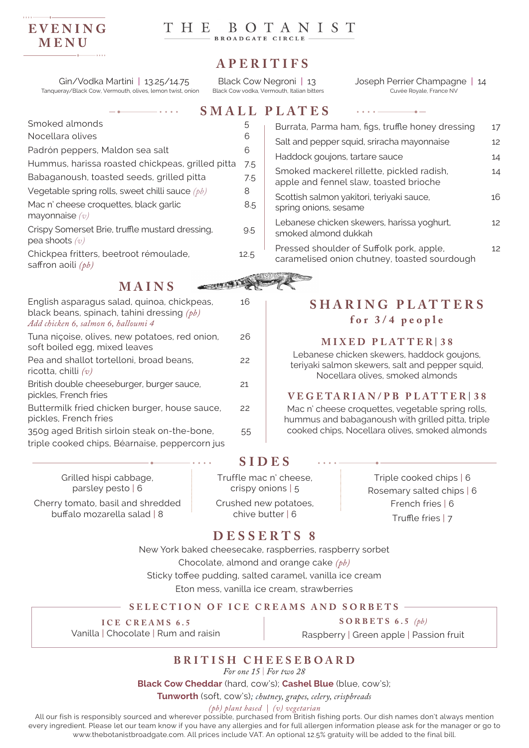# EVENING MENU

# THE BOTANIST

BROADGATE CIRCLE

## APERITIFS

Gin/Vodka Martini | 13.25/14.75
Tanqueray/Black Cow, Vermouth, olives, lemon twist, onion

Black Cow Negroni | 13
Black Cow vodka, Vermouth, Italian bitters

Joseph Perrier Champagne | 14
Cuvée Royale, France NV

## SMALL PLATES

| Dish | Price |
|---|---|
| Smoked almonds | 5 |
| Nocellara olives | 6 |
| Padrón peppers, Maldon sea salt | 6 |
| Hummus, harissa roasted chickpeas, grilled pitta | 7.5 |
| Babaganoush, toasted seeds, grilled pitta | 7.5 |
| Vegetable spring rolls, sweet chilli sauce *(pb)* | 8 |
| Mac n' cheese croquettes, black garlic mayonnaise *(v)* | 8.5 |
| Crispy Somerset Brie, truffle mustard dressing, pea shoots *(v)* | 9.5 |
| Chickpea fritters, beetroot rémoulade, saffron aoili *(pb)* | 12.5 |
| Burrata, Parma ham, figs, truffle honey dressing | 17 |
| Salt and pepper squid, sriracha mayonnaise | 12 |
| Haddock goujons, tartare sauce | 14 |
| Smoked mackerel rillette, pickled radish, apple and fennel slaw, toasted brioche | 14 |
| Scottish salmon yakitori, teriyaki sauce, spring onions, sesame | 16 |
| Lebanese chicken skewers, harissa yoghurt, smoked almond dukkah | 12 |
| Pressed shoulder of Suffolk pork, apple, caramelised onion chutney, toasted sourdough | 12 |

## MAINS

| Dish | Price |
|---|---|
| English asparagus salad, quinoa, chickpeas, black beans, spinach, tahini dressing *(pb)* *Add chicken 6, salmon 6, halloumi 4* | 16 |
| Tuna niçoise, olives, new potatoes, red onion, soft boiled egg, mixed leaves | 26 |
| Pea and shallot tortelloni, broad beans, ricotta, chilli *(v)* | 22 |
| British double cheeseburger, burger sauce, pickles, French fries | 21 |
| Buttermilk fried chicken burger, house sauce, pickles, French fries | 22 |
| 350g aged British sirloin steak on-the-bone, triple cooked chips, Béarnaise, peppercorn jus | 55 |

## SHARING PLATTERS

### for 3/4 people

### MIXED PLATTER | 38

Lebanese chicken skewers, haddock goujons, teriyaki salmon skewers, salt and pepper squid, Nocellara olives, smoked almonds

### VEGETARIAN/PB PLATTER | 38

Mac n' cheese croquettes, vegetable spring rolls, hummus and babaganoush with grilled pitta, triple cooked chips, Nocellara olives, smoked almonds

## SIDES

- Grilled hispi cabbage, parsley pesto | 6
- Cherry tomato, basil and shredded buffalo mozarella salad | 8
- Truffle mac n' cheese, crispy onions | 5
- Crushed new potatoes, chive butter | 6
- Triple cooked chips | 6
- Rosemary salted chips | 6
- French fries | 6
- Truffle fries | 7

## DESSERTS 8

- New York baked cheesecake, raspberries, raspberry sorbet
- Chocolate, almond and orange cake *(pb)*
- Sticky toffee pudding, salted caramel, vanilla ice cream
- Eton mess, vanilla ice cream, strawberries

## SELECTION OF ICE CREAMS AND SORBETS

**ICE CREAMS 6.5**
Vanilla | Chocolate | Rum and raisin

**SORBETS 6.5** *(pb)*
Raspberry | Green apple | Passion fruit

## BRITISH CHEESEBOARD

*For one 15 | For two 28*

**Black Cow Cheddar** (hard, cow's); **Cashel Blue** (blue, cow's);
**Tunworth** (soft, cow's)*; chutney, grapes, celery, crispbreads*

*(pb) plant based | (v) vegetarian*

All our fish is responsibly sourced and wherever possible, purchased from British fishing ports. Our dish names don't always mention every ingredient. Please let our team know if you have any allergies and for full allergen information please ask for the manager or go to www.thebotanistbroadgate.com. All prices include VAT. An optional 12.5% gratuity will be added to the final bill.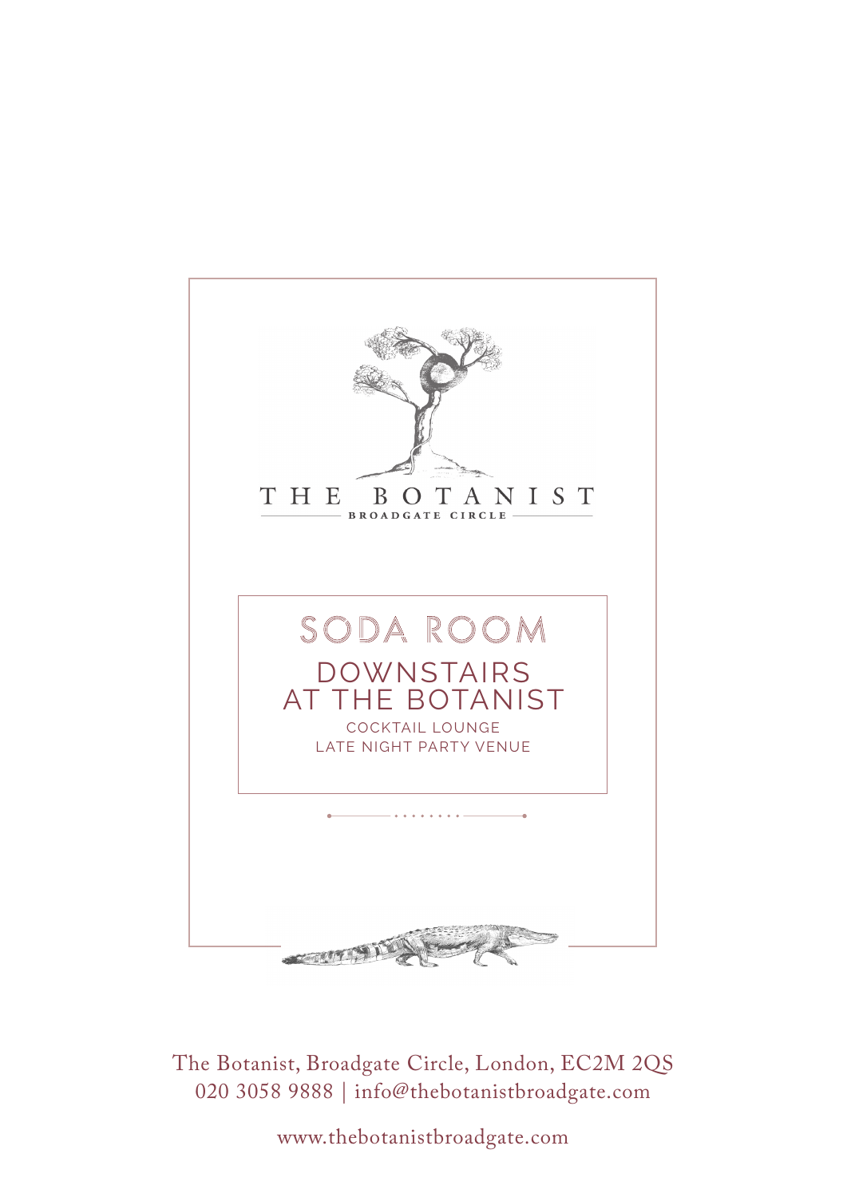THE BOTANIST

BROADGATE CIRCLE

# SODA ROOM

## DOWNSTAIRS AT THE BOTANIST

COCKTAIL LOUNGE
LATE NIGHT PARTY VENUE

The Botanist, Broadgate Circle, London, EC2M 2QS
020 3058 9888 | info@thebotanistbroadgate.com

www.thebotanistbroadgate.com